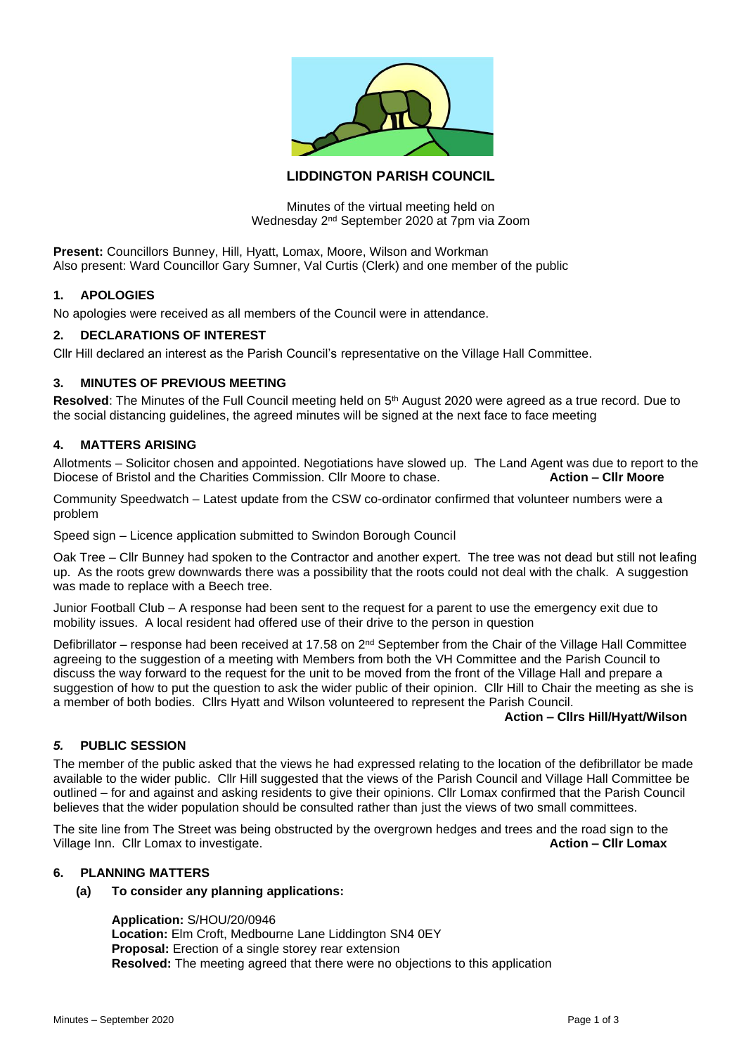# LIDDINGTON PARISH COUNCIL

Minutes of the virtual meeting held on
Wednesday 2nd September 2020 at 7pm via Zoom

**Present:** Councillors Bunney, Hill, Hyatt, Lomax, Moore, Wilson and Workman
Also present: Ward Councillor Gary Sumner, Val Curtis (Clerk) and one member of the public

## 1. APOLOGIES

No apologies were received as all members of the Council were in attendance.

## 2. DECLARATIONS OF INTEREST

Cllr Hill declared an interest as the Parish Council's representative on the Village Hall Committee.

## 3. MINUTES OF PREVIOUS MEETING

**Resolved**: The Minutes of the Full Council meeting held on 5th August 2020 were agreed as a true record. Due to the social distancing guidelines, the agreed minutes will be signed at the next face to face meeting

## 4. MATTERS ARISING

Allotments – Solicitor chosen and appointed. Negotiations have slowed up. The Land Agent was due to report to the Diocese of Bristol and the Charities Commission. Cllr Moore to chase. **Action – Cllr Moore**

Community Speedwatch – Latest update from the CSW co-ordinator confirmed that volunteer numbers were a problem

Speed sign – Licence application submitted to Swindon Borough Council

Oak Tree – Cllr Bunney had spoken to the Contractor and another expert. The tree was not dead but still not leafing up. As the roots grew downwards there was a possibility that the roots could not deal with the chalk. A suggestion was made to replace with a Beech tree.

Junior Football Club – A response had been sent to the request for a parent to use the emergency exit due to mobility issues. A local resident had offered use of their drive to the person in question

Defibrillator – response had been received at 17.58 on 2nd September from the Chair of the Village Hall Committee agreeing to the suggestion of a meeting with Members from both the VH Committee and the Parish Council to discuss the way forward to the request for the unit to be moved from the front of the Village Hall and prepare a suggestion of how to put the question to ask the wider public of their opinion. Cllr Hill to Chair the meeting as she is a member of both bodies. Cllrs Hyatt and Wilson volunteered to represent the Parish Council.

**Action – Cllrs Hill/Hyatt/Wilson**

## *5.* PUBLIC SESSION

The member of the public asked that the views he had expressed relating to the location of the defibrillator be made available to the wider public. Cllr Hill suggested that the views of the Parish Council and Village Hall Committee be outlined – for and against and asking residents to give their opinions. Cllr Lomax confirmed that the Parish Council believes that the wider population should be consulted rather than just the views of two small committees.

The site line from The Street was being obstructed by the overgrown hedges and trees and the road sign to the Village Inn. Cllr Lomax to investigate. **Action – Cllr Lomax**

## 6. PLANNING MATTERS

### (a) To consider any planning applications:

**Application:** S/HOU/20/0946
**Location:** Elm Croft, Medbourne Lane Liddington SN4 0EY
**Proposal:** Erection of a single storey rear extension
**Resolved:** The meeting agreed that there were no objections to this application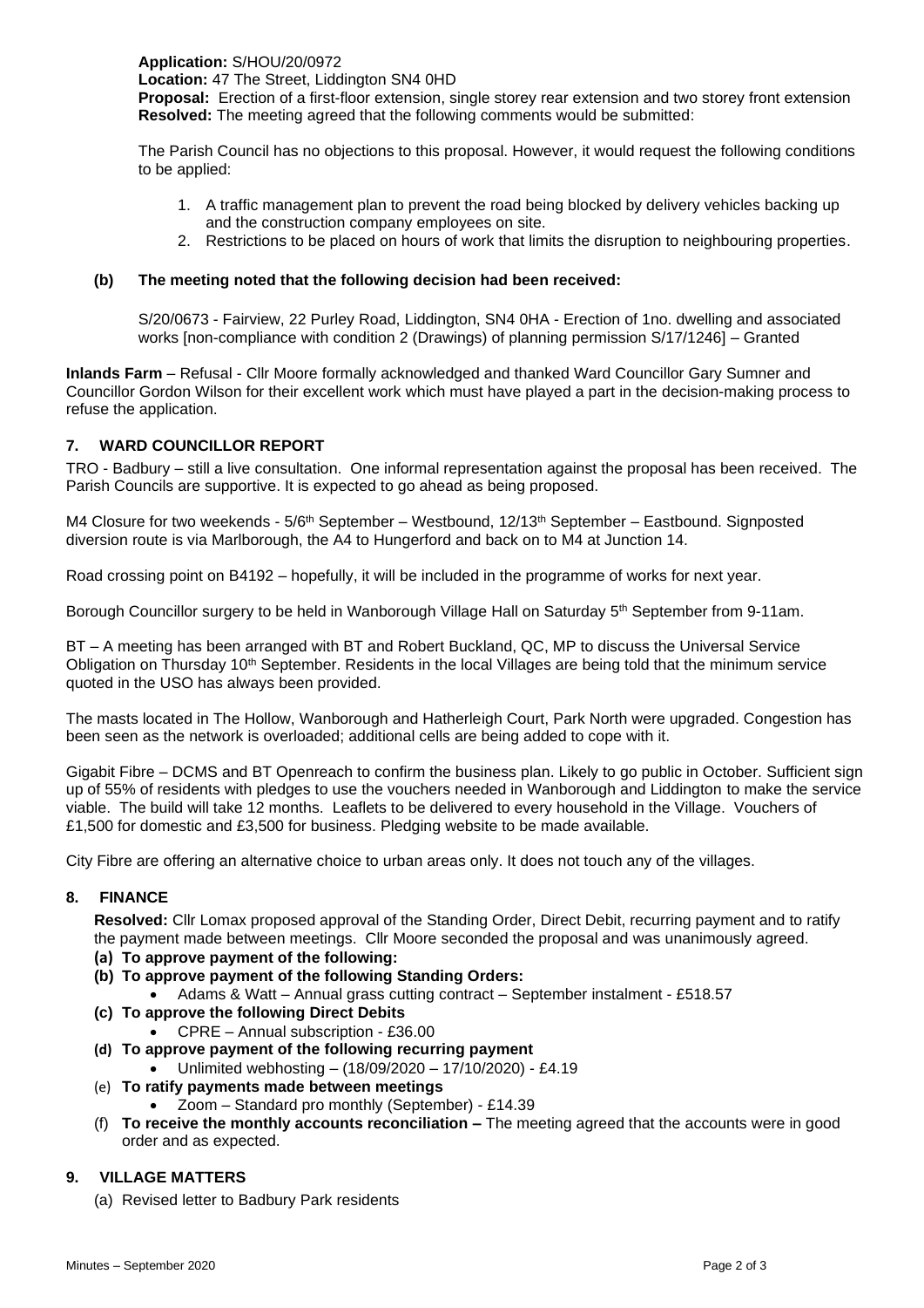**Application:** S/HOU/20/0972
**Location:** 47 The Street, Liddington SN4 0HD
**Proposal:** Erection of a first-floor extension, single storey rear extension and two storey front extension
**Resolved:** The meeting agreed that the following comments would be submitted:

The Parish Council has no objections to this proposal. However, it would request the following conditions to be applied:

1. A traffic management plan to prevent the road being blocked by delivery vehicles backing up and the construction company employees on site.
2. Restrictions to be placed on hours of work that limits the disruption to neighbouring properties.

**(b) The meeting noted that the following decision had been received:**

S/20/0673 - Fairview, 22 Purley Road, Liddington, SN4 0HA - Erection of 1no. dwelling and associated works [non-compliance with condition 2 (Drawings) of planning permission S/17/1246] – Granted

**Inlands Farm** – Refusal - Cllr Moore formally acknowledged and thanked Ward Councillor Gary Sumner and Councillor Gordon Wilson for their excellent work which must have played a part in the decision-making process to refuse the application.

## 7. WARD COUNCILLOR REPORT

TRO - Badbury – still a live consultation. One informal representation against the proposal has been received. The Parish Councils are supportive. It is expected to go ahead as being proposed.

M4 Closure for two weekends - 5/6th September – Westbound, 12/13th September – Eastbound. Signposted diversion route is via Marlborough, the A4 to Hungerford and back on to M4 at Junction 14.

Road crossing point on B4192 – hopefully, it will be included in the programme of works for next year.

Borough Councillor surgery to be held in Wanborough Village Hall on Saturday 5th September from 9-11am.

BT – A meeting has been arranged with BT and Robert Buckland, QC, MP to discuss the Universal Service Obligation on Thursday 10th September. Residents in the local Villages are being told that the minimum service quoted in the USO has always been provided.

The masts located in The Hollow, Wanborough and Hatherleigh Court, Park North were upgraded. Congestion has been seen as the network is overloaded; additional cells are being added to cope with it.

Gigabit Fibre – DCMS and BT Openreach to confirm the business plan. Likely to go public in October. Sufficient sign up of 55% of residents with pledges to use the vouchers needed in Wanborough and Liddington to make the service viable. The build will take 12 months. Leaflets to be delivered to every household in the Village. Vouchers of £1,500 for domestic and £3,500 for business. Pledging website to be made available.

City Fibre are offering an alternative choice to urban areas only. It does not touch any of the villages.

## 8. FINANCE

**Resolved:** Cllr Lomax proposed approval of the Standing Order, Direct Debit, recurring payment and to ratify the payment made between meetings. Cllr Moore seconded the proposal and was unanimously agreed.

**(a) To approve payment of the following:**

**(b) To approve payment of the following Standing Orders:**
- Adams & Watt – Annual grass cutting contract – September instalment - £518.57

**(c) To approve the following Direct Debits**
- CPRE – Annual subscription - £36.00

**(d) To approve payment of the following recurring payment**
- Unlimited webhosting – (18/09/2020 – 17/10/2020) - £4.19

(e) **To ratify payments made between meetings**
- Zoom – Standard pro monthly (September) - £14.39

(f) **To receive the monthly accounts reconciliation –** The meeting agreed that the accounts were in good order and as expected.

## 9. VILLAGE MATTERS

(a) Revised letter to Badbury Park residents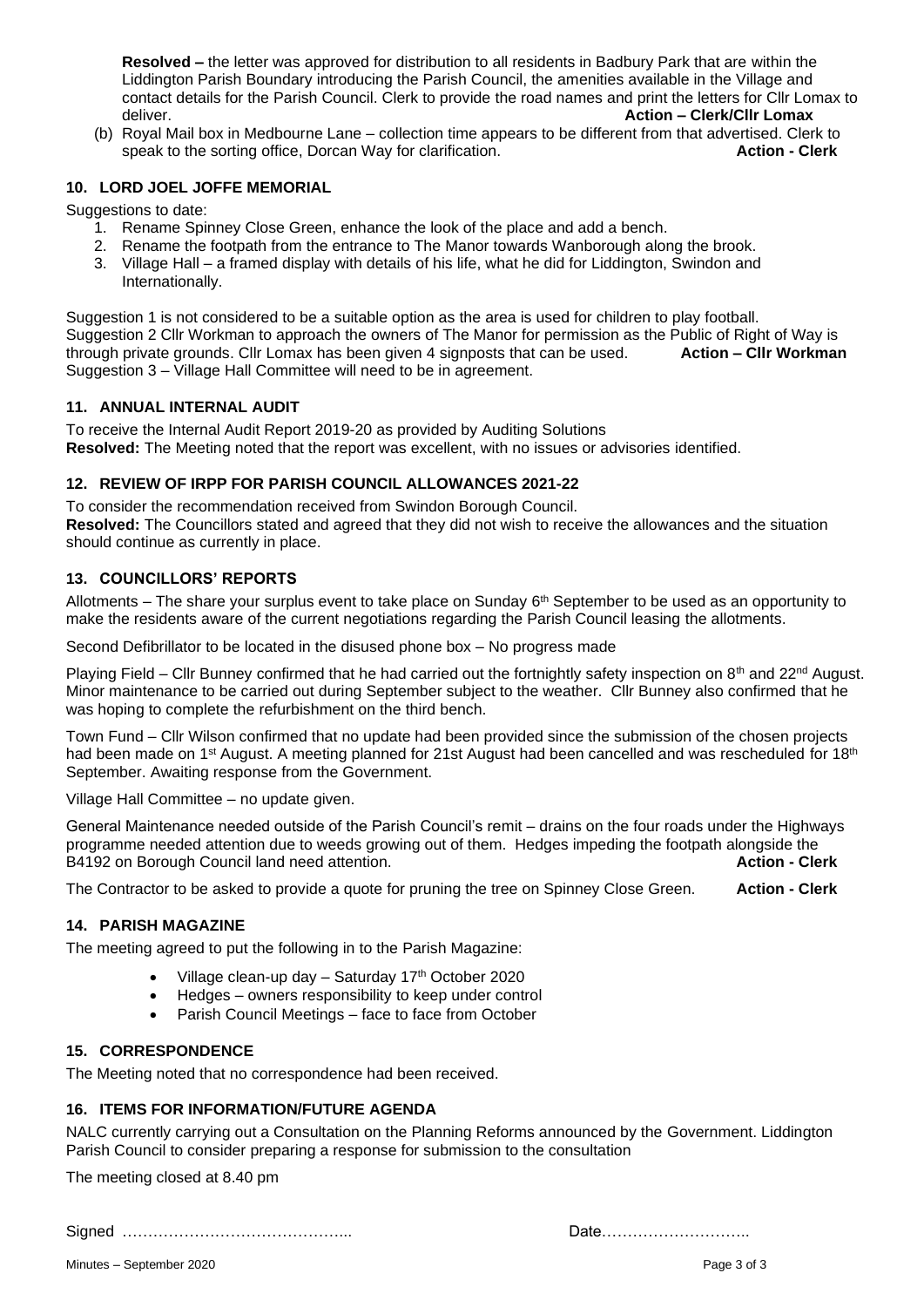**Resolved –** the letter was approved for distribution to all residents in Badbury Park that are within the Liddington Parish Boundary introducing the Parish Council, the amenities available in the Village and contact details for the Parish Council. Clerk to provide the road names and print the letters for Cllr Lomax to deliver. **Action – Clerk/Cllr Lomax**

(b) Royal Mail box in Medbourne Lane – collection time appears to be different from that advertised. Clerk to speak to the sorting office, Dorcan Way for clarification. **Action - Clerk**

### 10. LORD JOEL JOFFE MEMORIAL

Suggestions to date:

1. Rename Spinney Close Green, enhance the look of the place and add a bench.
2. Rename the footpath from the entrance to The Manor towards Wanborough along the brook.
3. Village Hall – a framed display with details of his life, what he did for Liddington, Swindon and Internationally.

Suggestion 1 is not considered to be a suitable option as the area is used for children to play football.
Suggestion 2 Cllr Workman to approach the owners of The Manor for permission as the Public of Right of Way is through private grounds. Cllr Lomax has been given 4 signposts that can be used. **Action – Cllr Workman**
Suggestion 3 – Village Hall Committee will need to be in agreement.

### 11. ANNUAL INTERNAL AUDIT

To receive the Internal Audit Report 2019-20 as provided by Auditing Solutions
**Resolved:** The Meeting noted that the report was excellent, with no issues or advisories identified.

### 12. REVIEW OF IRPP FOR PARISH COUNCIL ALLOWANCES 2021-22

To consider the recommendation received from Swindon Borough Council.
**Resolved:** The Councillors stated and agreed that they did not wish to receive the allowances and the situation should continue as currently in place.

### 13. COUNCILLORS' REPORTS

Allotments – The share your surplus event to take place on Sunday 6th September to be used as an opportunity to make the residents aware of the current negotiations regarding the Parish Council leasing the allotments.

Second Defibrillator to be located in the disused phone box – No progress made

Playing Field – Cllr Bunney confirmed that he had carried out the fortnightly safety inspection on 8th and 22nd August. Minor maintenance to be carried out during September subject to the weather. Cllr Bunney also confirmed that he was hoping to complete the refurbishment on the third bench.

Town Fund – Cllr Wilson confirmed that no update had been provided since the submission of the chosen projects had been made on 1st August. A meeting planned for 21st August had been cancelled and was rescheduled for 18th September. Awaiting response from the Government.

Village Hall Committee – no update given.

General Maintenance needed outside of the Parish Council's remit – drains on the four roads under the Highways programme needed attention due to weeds growing out of them. Hedges impeding the footpath alongside the B4192 on Borough Council land need attention. **Action - Clerk**

The Contractor to be asked to provide a quote for pruning the tree on Spinney Close Green. **Action - Clerk**

### 14. PARISH MAGAZINE

The meeting agreed to put the following in to the Parish Magazine:

- Village clean-up day – Saturday 17th October 2020
- Hedges – owners responsibility to keep under control
- Parish Council Meetings – face to face from October

### 15. CORRESPONDENCE

The Meeting noted that no correspondence had been received.

### 16. ITEMS FOR INFORMATION/FUTURE AGENDA

NALC currently carrying out a Consultation on the Planning Reforms announced by the Government. Liddington Parish Council to consider preparing a response for submission to the consultation

The meeting closed at 8.40 pm

Signed …………………………………….. Date………………………..